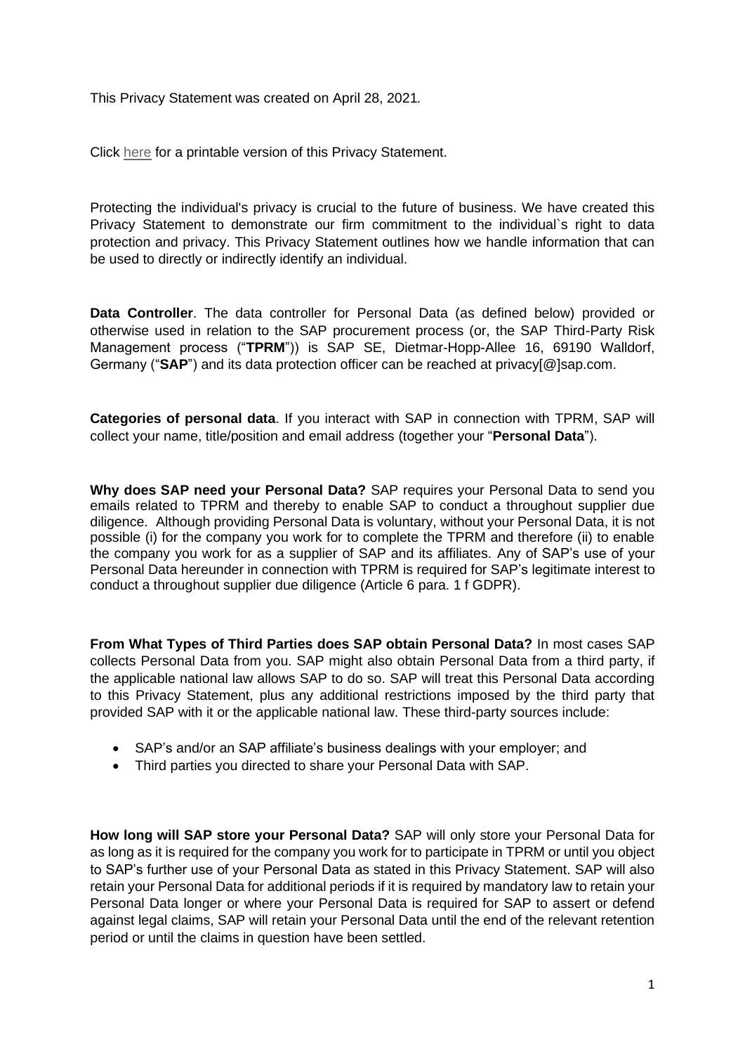This Privacy Statement was created on April 28, 2021.

Click here for a printable version of this Privacy Statement.

Protecting the individual's privacy is crucial to the future of business. We have created this Privacy Statement to demonstrate our firm commitment to the individual`s right to data protection and privacy. This Privacy Statement outlines how we handle information that can be used to directly or indirectly identify an individual.

**Data Controller**. The data controller for Personal Data (as defined below) provided or otherwise used in relation to the SAP procurement process (or, the SAP Third-Party Risk Management process ("**TPRM**")) is SAP SE, Dietmar-Hopp-Allee 16, 69190 Walldorf, Germany ("**SAP**") and its data protection officer can be reached at privacy[@]sap.com.

**Categories of personal data**. If you interact with SAP in connection with TPRM, SAP will collect your name, title/position and email address (together your "**Personal Data**").

**Why does SAP need your Personal Data?** SAP requires your Personal Data to send you emails related to TPRM and thereby to enable SAP to conduct a throughout supplier due diligence. Although providing Personal Data is voluntary, without your Personal Data, it is not possible (i) for the company you work for to complete the TPRM and therefore (ii) to enable the company you work for as a supplier of SAP and its affiliates. Any of SAP's use of your Personal Data hereunder in connection with TPRM is required for SAP's legitimate interest to conduct a throughout supplier due diligence (Article 6 para. 1 f GDPR).

**From What Types of Third Parties does SAP obtain Personal Data?** In most cases SAP collects Personal Data from you. SAP might also obtain Personal Data from a third party, if the applicable national law allows SAP to do so. SAP will treat this Personal Data according to this Privacy Statement, plus any additional restrictions imposed by the third party that provided SAP with it or the applicable national law. These third-party sources include:

- SAP's and/or an SAP affiliate's business dealings with your employer; and
- Third parties you directed to share your Personal Data with SAP.

**How long will SAP store your Personal Data?** SAP will only store your Personal Data for as long as it is required for the company you work for to participate in TPRM or until you object to SAP's further use of your Personal Data as stated in this Privacy Statement. SAP will also retain your Personal Data for additional periods if it is required by mandatory law to retain your Personal Data longer or where your Personal Data is required for SAP to assert or defend against legal claims, SAP will retain your Personal Data until the end of the relevant retention period or until the claims in question have been settled.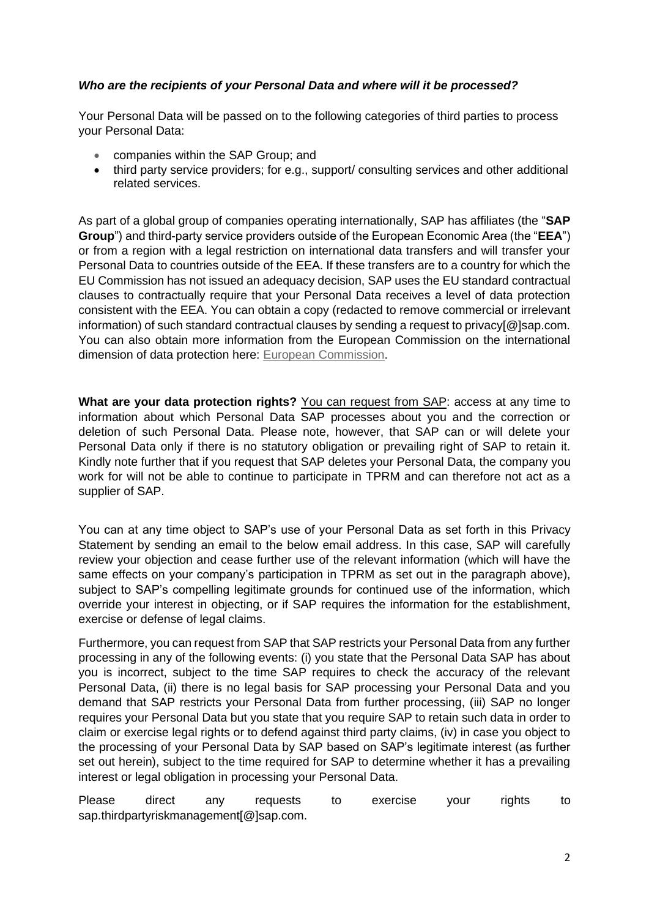***Who are the recipients of your Personal Data and where will it be processed?***

Your Personal Data will be passed on to the following categories of third parties to process your Personal Data:

- companies within the SAP Group; and
- third party service providers; for e.g., support/ consulting services and other additional related services.

As part of a global group of companies operating internationally, SAP has affiliates (the "**SAP Group**") and third-party service providers outside of the European Economic Area (the "**EEA**") or from a region with a legal restriction on international data transfers and will transfer your Personal Data to countries outside of the EEA. If these transfers are to a country for which the EU Commission has not issued an adequacy decision, SAP uses the EU standard contractual clauses to contractually require that your Personal Data receives a level of data protection consistent with the EEA. You can obtain a copy (redacted to remove commercial or irrelevant information) of such standard contractual clauses by sending a request to privacy[@]sap.com. You can also obtain more information from the European Commission on the international dimension of data protection here: European Commission.

**What are your data protection rights?** You can request from SAP: access at any time to information about which Personal Data SAP processes about you and the correction or deletion of such Personal Data. Please note, however, that SAP can or will delete your Personal Data only if there is no statutory obligation or prevailing right of SAP to retain it. Kindly note further that if you request that SAP deletes your Personal Data, the company you work for will not be able to continue to participate in TPRM and can therefore not act as a supplier of SAP.

You can at any time object to SAP's use of your Personal Data as set forth in this Privacy Statement by sending an email to the below email address. In this case, SAP will carefully review your objection and cease further use of the relevant information (which will have the same effects on your company's participation in TPRM as set out in the paragraph above), subject to SAP's compelling legitimate grounds for continued use of the information, which override your interest in objecting, or if SAP requires the information for the establishment, exercise or defense of legal claims.

Furthermore, you can request from SAP that SAP restricts your Personal Data from any further processing in any of the following events: (i) you state that the Personal Data SAP has about you is incorrect, subject to the time SAP requires to check the accuracy of the relevant Personal Data, (ii) there is no legal basis for SAP processing your Personal Data and you demand that SAP restricts your Personal Data from further processing, (iii) SAP no longer requires your Personal Data but you state that you require SAP to retain such data in order to claim or exercise legal rights or to defend against third party claims, (iv) in case you object to the processing of your Personal Data by SAP based on SAP's legitimate interest (as further set out herein), subject to the time required for SAP to determine whether it has a prevailing interest or legal obligation in processing your Personal Data.

Please direct any requests to exercise your rights to sap.thirdpartyriskmanagement[@]sap.com.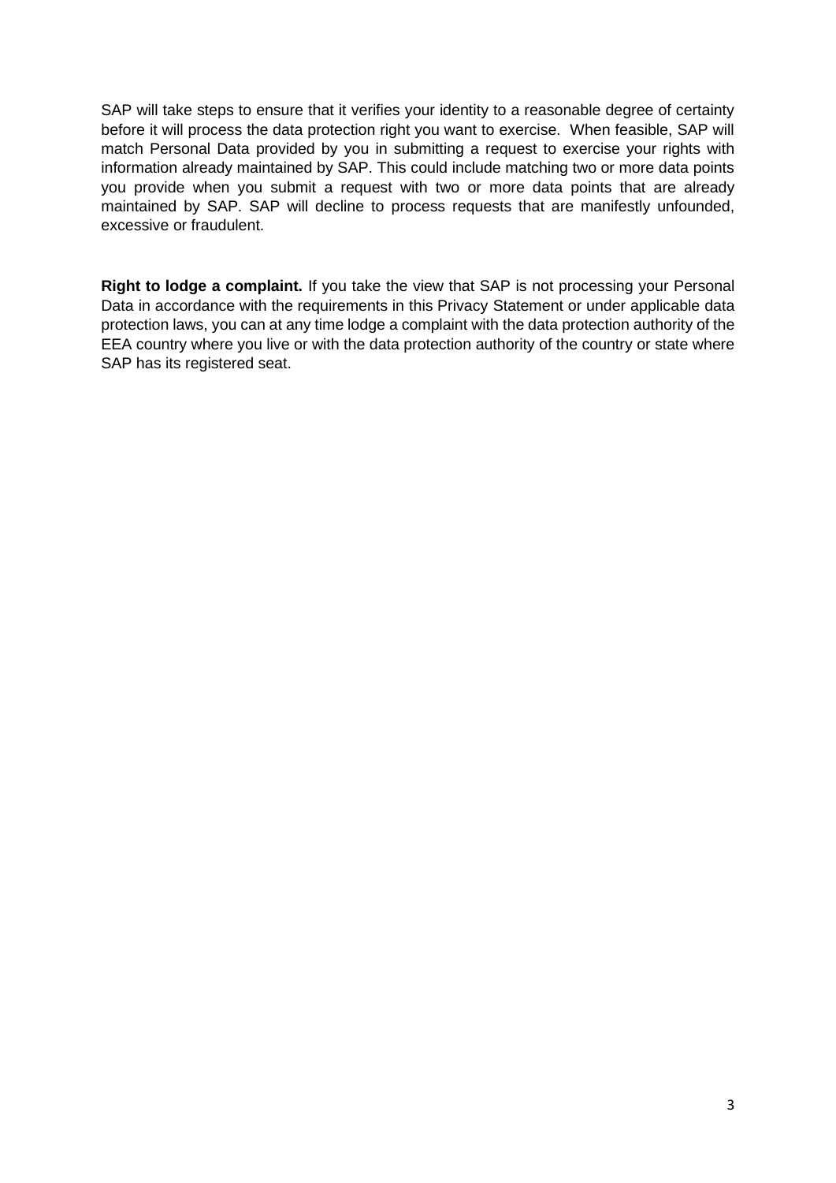SAP will take steps to ensure that it verifies your identity to a reasonable degree of certainty before it will process the data protection right you want to exercise. When feasible, SAP will match Personal Data provided by you in submitting a request to exercise your rights with information already maintained by SAP. This could include matching two or more data points you provide when you submit a request with two or more data points that are already maintained by SAP. SAP will decline to process requests that are manifestly unfounded, excessive or fraudulent.

**Right to lodge a complaint.** If you take the view that SAP is not processing your Personal Data in accordance with the requirements in this Privacy Statement or under applicable data protection laws, you can at any time lodge a complaint with the data protection authority of the EEA country where you live or with the data protection authority of the country or state where SAP has its registered seat.